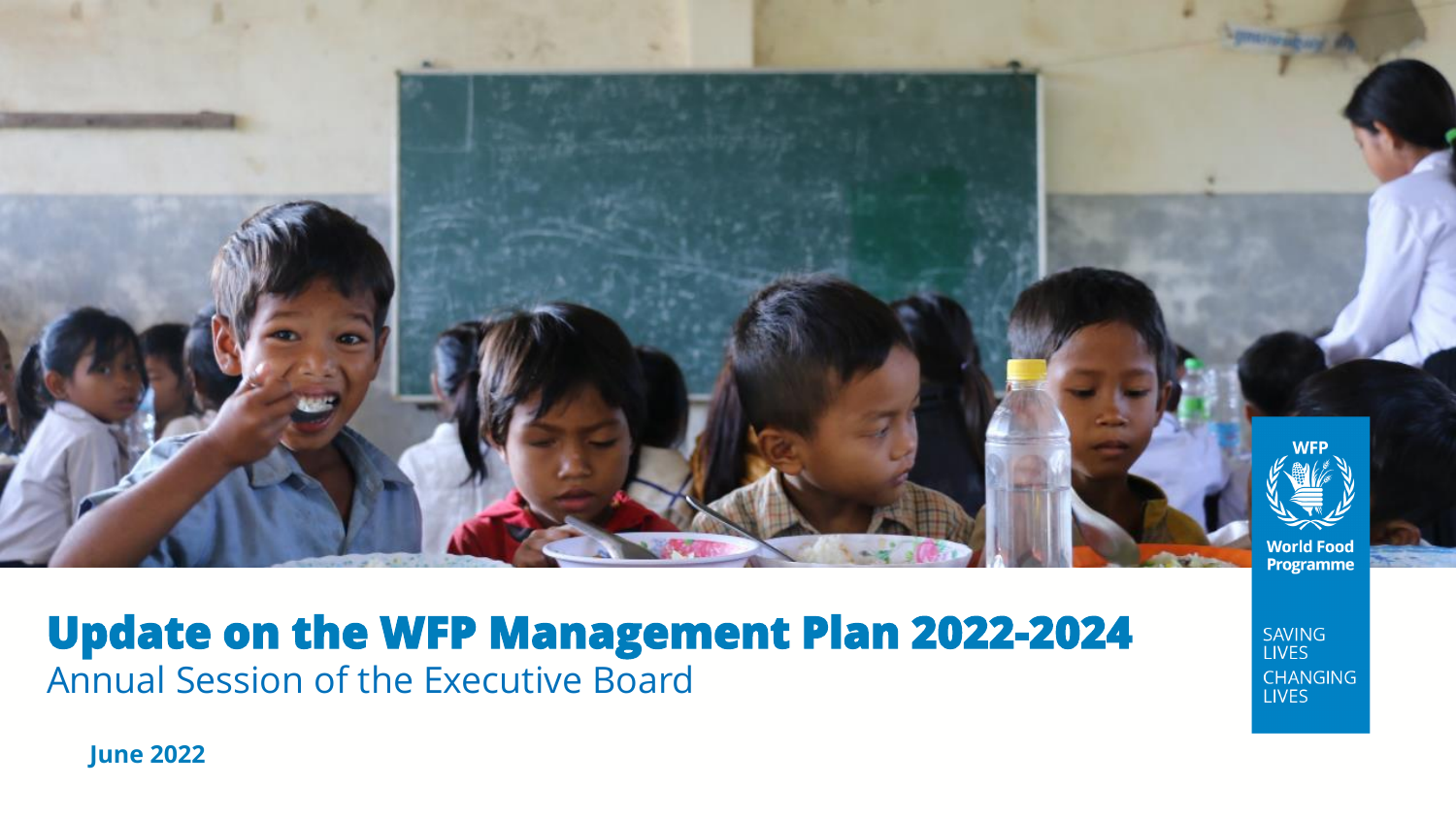# Update on the WFP Management Plan 2022-2024

Annual Session of the Executive Board

**June 2022**

WFP

World Food Programme

SAVING LIVES CHANGING LIVES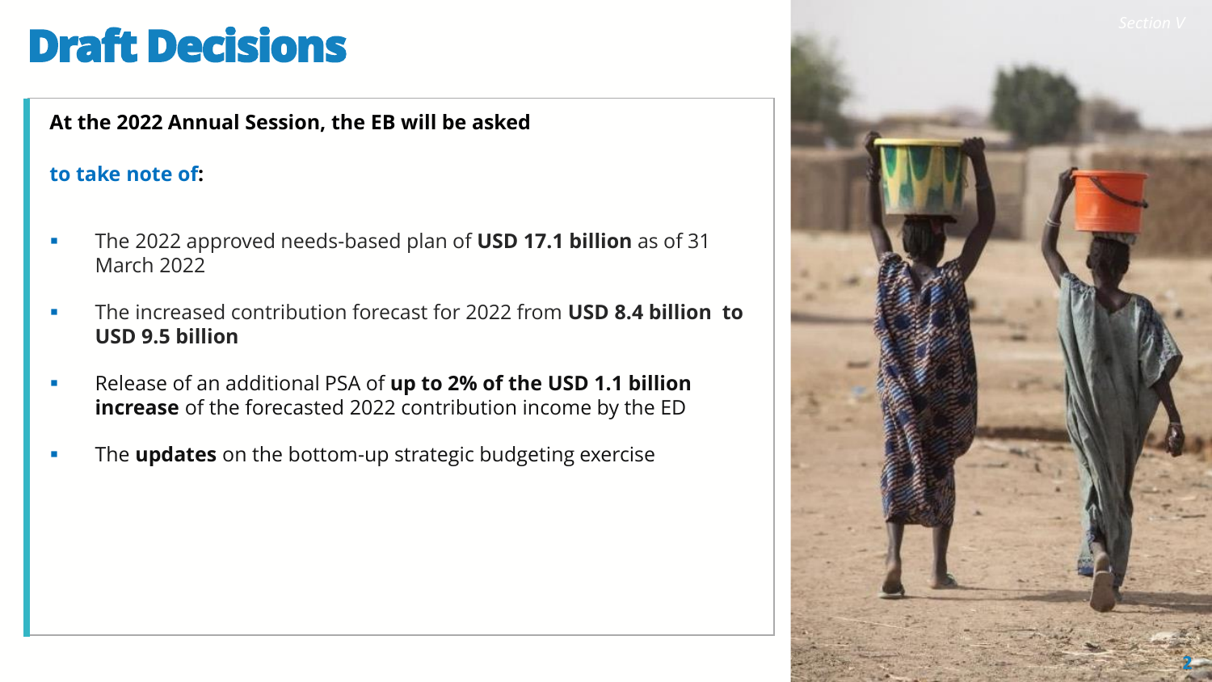# Draft Decisions

**At the 2022 Annual Session, the EB will be asked**

**to take note of:**

- The 2022 approved needs-based plan of **USD 17.1 billion** as of 31 March 2022
- The increased contribution forecast for 2022 from **USD 8.4 billion to USD 9.5 billion**
- Release of an additional PSA of **up to 2% of the USD 1.1 billion increase** of the forecasted 2022 contribution income by the ED
- The **updates** on the bottom-up strategic budgeting exercise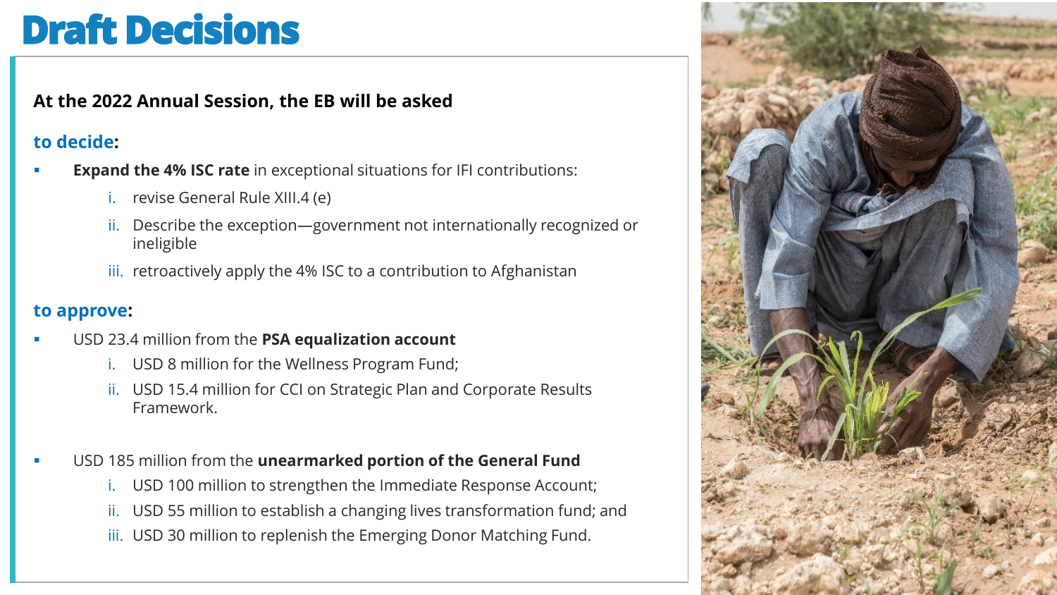# Draft Decisions

**At the 2022 Annual Session, the EB will be asked**

**to decide:**

- **Expand the 4% ISC rate** in exceptional situations for IFI contributions:
  i. revise General Rule XIII.4 (e)
  ii. Describe the exception—government not internationally recognized or ineligible
  iii. retroactively apply the 4% ISC to a contribution to Afghanistan

**to approve:**

- USD 23.4 million from the **PSA equalization account**
  i. USD 8 million for the Wellness Program Fund;
  ii. USD 15.4 million for CCI on Strategic Plan and Corporate Results Framework.

- USD 185 million from the **unearmarked portion of the General Fund**
  i. USD 100 million to strengthen the Immediate Response Account;
  ii. USD 55 million to establish a changing lives transformation fund; and
  iii. USD 30 million to replenish the Emerging Donor Matching Fund.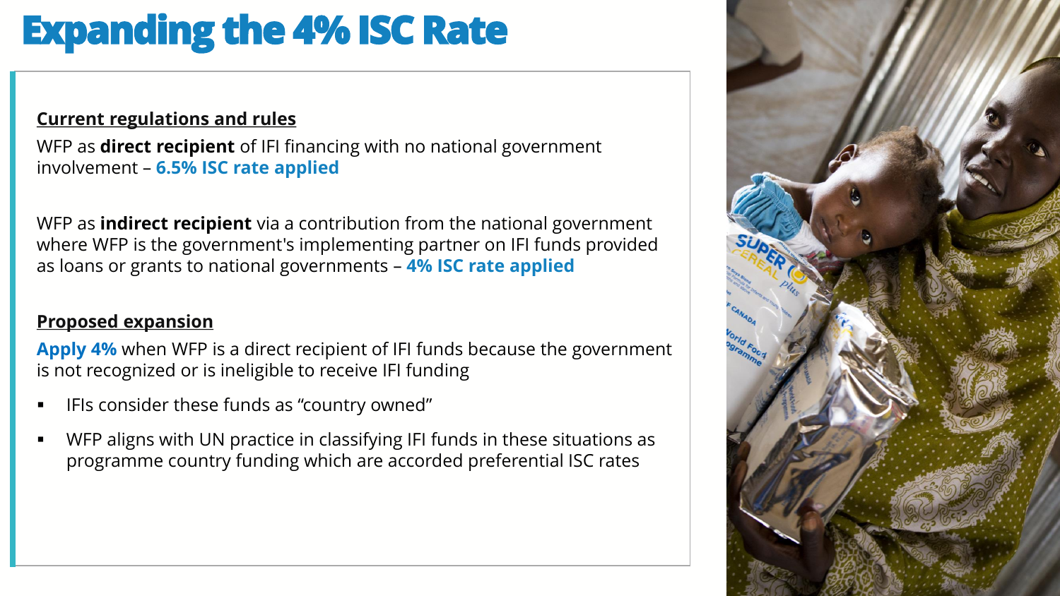# Expanding the 4% ISC Rate

**Current regulations and rules**

WFP as **direct recipient** of IFI financing with no national government involvement – **6.5% ISC rate applied**

WFP as **indirect recipient** via a contribution from the national government where WFP is the government's implementing partner on IFI funds provided as loans or grants to national governments – **4% ISC rate applied**

**Proposed expansion**

**Apply 4%** when WFP is a direct recipient of IFI funds because the government is not recognized or is ineligible to receive IFI funding

- IFIs consider these funds as "country owned"
- WFP aligns with UN practice in classifying IFI funds in these situations as programme country funding which are accorded preferential ISC rates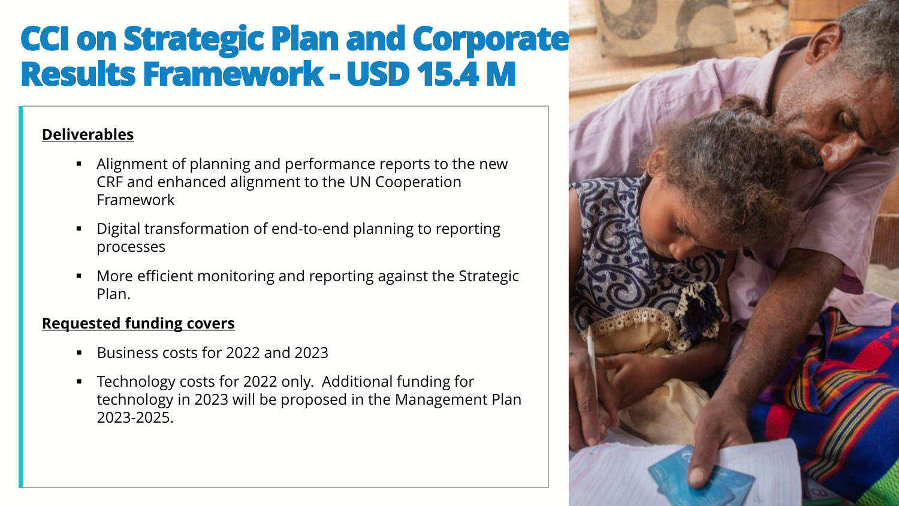# CCI on Strategic Plan and Corporate Results Framework - USD 15.4 M

**Deliverables**

- Alignment of planning and performance reports to the new CRF and enhanced alignment to the UN Cooperation Framework
- Digital transformation of end-to-end planning to reporting processes
- More efficient monitoring and reporting against the Strategic Plan.

**Requested funding covers**

- Business costs for 2022 and 2023
- Technology costs for 2022 only. Additional funding for technology in 2023 will be proposed in the Management Plan 2023-2025.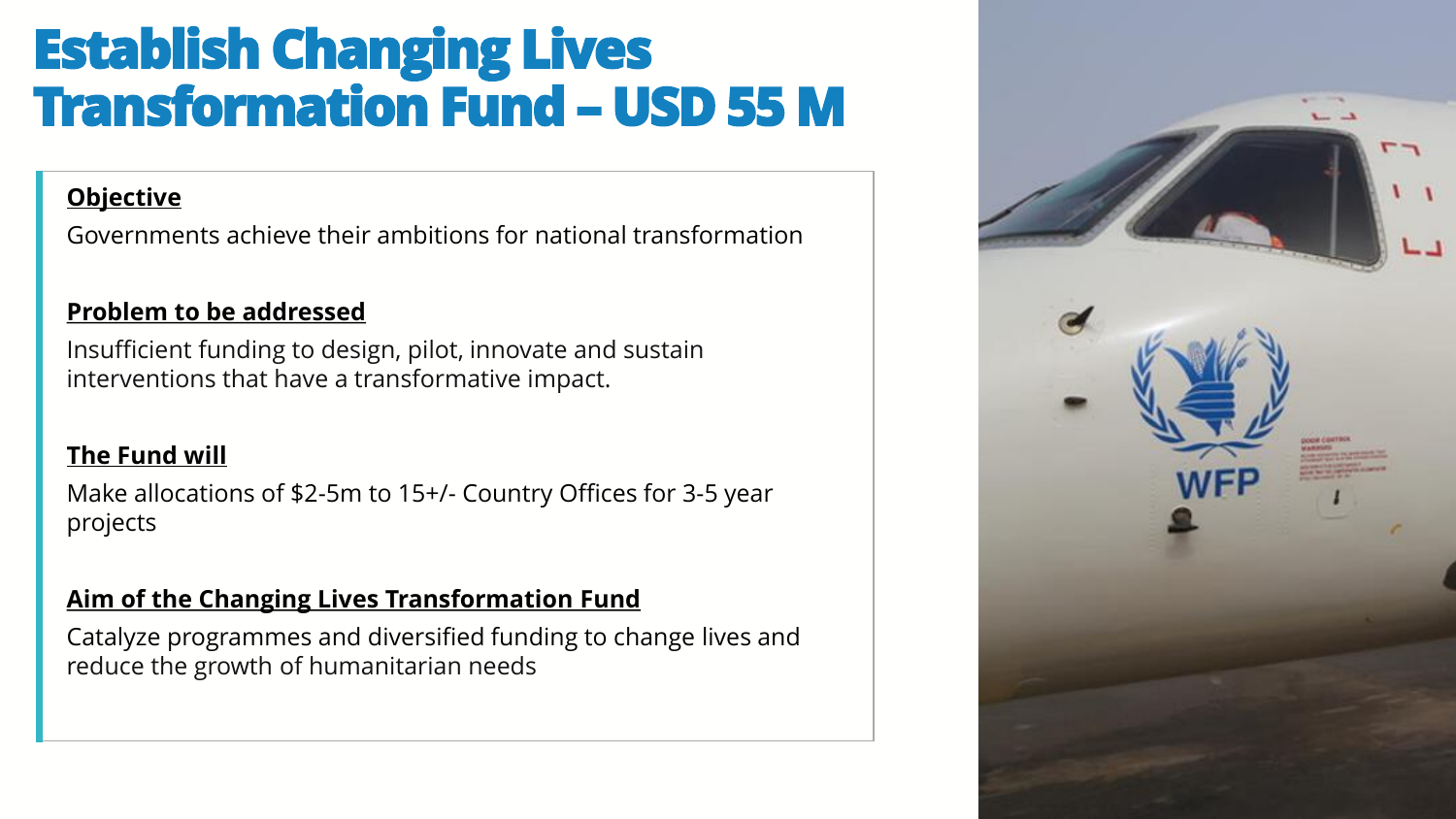# Establish Changing Lives Transformation Fund – USD 55 M

**Objective**

Governments achieve their ambitions for national transformation

**Problem to be addressed**

Insufficient funding to design, pilot, innovate and sustain interventions that have a transformative impact.

**The Fund will**

Make allocations of $2-5m to 15+/- Country Offices for 3-5 year projects

**Aim of the Changing Lives Transformation Fund**

Catalyze programmes and diversified funding to change lives and reduce the growth of humanitarian needs